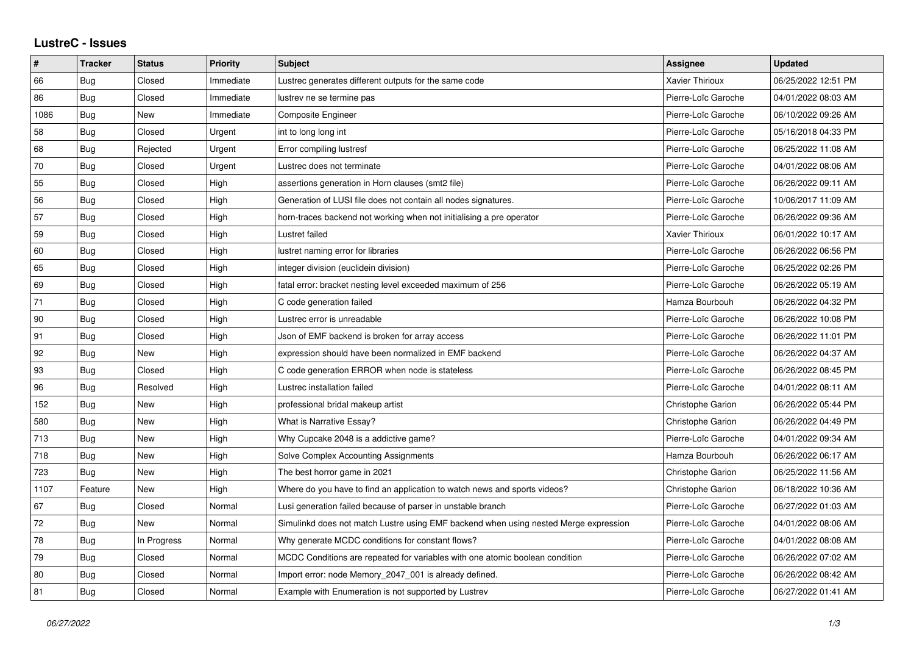# LustreC - Issues

| # | Tracker | Status | Priority | Subject | Assignee | Updated |
|---|---|---|---|---|---|---|
| 66 | Bug | Closed | Immediate | Lustrec generates different outputs for the same code | Xavier Thirioux | 06/25/2022 12:51 PM |
| 86 | Bug | Closed | Immediate | lustrev ne se termine pas | Pierre-Loïc Garoche | 04/01/2022 08:03 AM |
| 1086 | Bug | New | Immediate | Composite Engineer | Pierre-Loïc Garoche | 06/10/2022 09:26 AM |
| 58 | Bug | Closed | Urgent | int to long long int | Pierre-Loïc Garoche | 05/16/2018 04:33 PM |
| 68 | Bug | Rejected | Urgent | Error compiling lustresf | Pierre-Loïc Garoche | 06/25/2022 11:08 AM |
| 70 | Bug | Closed | Urgent | Lustrec does not terminate | Pierre-Loïc Garoche | 04/01/2022 08:06 AM |
| 55 | Bug | Closed | High | assertions generation in Horn clauses (smt2 file) | Pierre-Loïc Garoche | 06/26/2022 09:11 AM |
| 56 | Bug | Closed | High | Generation of LUSI file does not contain all nodes signatures. | Pierre-Loïc Garoche | 10/06/2017 11:09 AM |
| 57 | Bug | Closed | High | horn-traces backend not working when not initialising a pre operator | Pierre-Loïc Garoche | 06/26/2022 09:36 AM |
| 59 | Bug | Closed | High | Lustret failed | Xavier Thirioux | 06/01/2022 10:17 AM |
| 60 | Bug | Closed | High | lustret naming error for libraries | Pierre-Loïc Garoche | 06/26/2022 06:56 PM |
| 65 | Bug | Closed | High | integer division (euclidein division) | Pierre-Loïc Garoche | 06/25/2022 02:26 PM |
| 69 | Bug | Closed | High | fatal error: bracket nesting level exceeded maximum of 256 | Pierre-Loïc Garoche | 06/26/2022 05:19 AM |
| 71 | Bug | Closed | High | C code generation failed | Hamza Bourbouh | 06/26/2022 04:32 PM |
| 90 | Bug | Closed | High | Lustrec error is unreadable | Pierre-Loïc Garoche | 06/26/2022 10:08 PM |
| 91 | Bug | Closed | High | Json of EMF backend is broken for array access | Pierre-Loïc Garoche | 06/26/2022 11:01 PM |
| 92 | Bug | New | High | expression should have been normalized in EMF backend | Pierre-Loïc Garoche | 06/26/2022 04:37 AM |
| 93 | Bug | Closed | High | C code generation ERROR when node is stateless | Pierre-Loïc Garoche | 06/26/2022 08:45 PM |
| 96 | Bug | Resolved | High | Lustrec installation failed | Pierre-Loïc Garoche | 04/01/2022 08:11 AM |
| 152 | Bug | New | High | professional bridal makeup artist | Christophe Garion | 06/26/2022 05:44 PM |
| 580 | Bug | New | High | What is Narrative Essay? | Christophe Garion | 06/26/2022 04:49 PM |
| 713 | Bug | New | High | Why Cupcake 2048 is a addictive game? | Pierre-Loïc Garoche | 04/01/2022 09:34 AM |
| 718 | Bug | New | High | Solve Complex Accounting Assignments | Hamza Bourbouh | 06/26/2022 06:17 AM |
| 723 | Bug | New | High | The best horror game in 2021 | Christophe Garion | 06/25/2022 11:56 AM |
| 1107 | Feature | New | High | Where do you have to find an application to watch news and sports videos? | Christophe Garion | 06/18/2022 10:36 AM |
| 67 | Bug | Closed | Normal | Lusi generation failed because of parser in unstable branch | Pierre-Loïc Garoche | 06/27/2022 01:03 AM |
| 72 | Bug | New | Normal | Simulinkd does not match Lustre using EMF backend when using nested Merge expression | Pierre-Loïc Garoche | 04/01/2022 08:06 AM |
| 78 | Bug | In Progress | Normal | Why generate MCDC conditions for constant flows? | Pierre-Loïc Garoche | 04/01/2022 08:08 AM |
| 79 | Bug | Closed | Normal | MCDC Conditions are repeated for variables with one atomic boolean condition | Pierre-Loïc Garoche | 06/26/2022 07:02 AM |
| 80 | Bug | Closed | Normal | Import error: node Memory_2047_001 is already defined. | Pierre-Loïc Garoche | 06/26/2022 08:42 AM |
| 81 | Bug | Closed | Normal | Example with Enumeration is not supported by Lustrev | Pierre-Loïc Garoche | 06/27/2022 01:41 AM |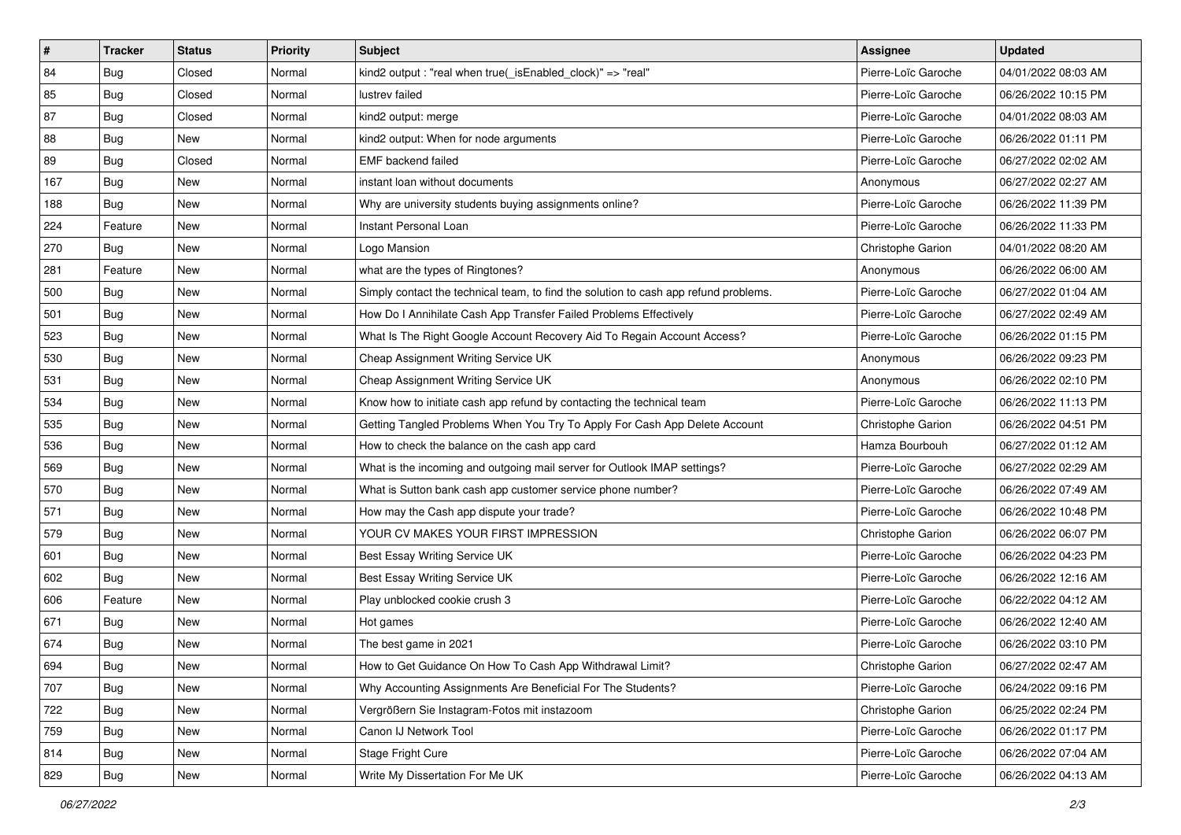| # | Tracker | Status | Priority | Subject | Assignee | Updated |
| --- | --- | --- | --- | --- | --- | --- |
| 84 | Bug | Closed | Normal | kind2 output : "real when true(_isEnabled_clock)" => "real" | Pierre-Loïc Garoche | 04/01/2022 08:03 AM |
| 85 | Bug | Closed | Normal | lustrev failed | Pierre-Loïc Garoche | 06/26/2022 10:15 PM |
| 87 | Bug | Closed | Normal | kind2 output: merge | Pierre-Loïc Garoche | 04/01/2022 08:03 AM |
| 88 | Bug | New | Normal | kind2 output: When for node arguments | Pierre-Loïc Garoche | 06/26/2022 01:11 PM |
| 89 | Bug | Closed | Normal | EMF backend failed | Pierre-Loïc Garoche | 06/27/2022 02:02 AM |
| 167 | Bug | New | Normal | instant loan without documents | Anonymous | 06/27/2022 02:27 AM |
| 188 | Bug | New | Normal | Why are university students buying assignments online? | Pierre-Loïc Garoche | 06/26/2022 11:39 PM |
| 224 | Feature | New | Normal | Instant Personal Loan | Pierre-Loïc Garoche | 06/26/2022 11:33 PM |
| 270 | Bug | New | Normal | Logo Mansion | Christophe Garion | 04/01/2022 08:20 AM |
| 281 | Feature | New | Normal | what are the types of Ringtones? | Anonymous | 06/26/2022 06:00 AM |
| 500 | Bug | New | Normal | Simply contact the technical team, to find the solution to cash app refund problems. | Pierre-Loïc Garoche | 06/27/2022 01:04 AM |
| 501 | Bug | New | Normal | How Do I Annihilate Cash App Transfer Failed Problems Effectively | Pierre-Loïc Garoche | 06/27/2022 02:49 AM |
| 523 | Bug | New | Normal | What Is The Right Google Account Recovery Aid To Regain Account Access? | Pierre-Loïc Garoche | 06/26/2022 01:15 PM |
| 530 | Bug | New | Normal | Cheap Assignment Writing Service UK | Anonymous | 06/26/2022 09:23 PM |
| 531 | Bug | New | Normal | Cheap Assignment Writing Service UK | Anonymous | 06/26/2022 02:10 PM |
| 534 | Bug | New | Normal | Know how to initiate cash app refund by contacting the technical team | Pierre-Loïc Garoche | 06/26/2022 11:13 PM |
| 535 | Bug | New | Normal | Getting Tangled Problems When You Try To Apply For Cash App Delete Account | Christophe Garion | 06/26/2022 04:51 PM |
| 536 | Bug | New | Normal | How to check the balance on the cash app card | Hamza Bourbouh | 06/27/2022 01:12 AM |
| 569 | Bug | New | Normal | What is the incoming and outgoing mail server for Outlook IMAP settings? | Pierre-Loïc Garoche | 06/27/2022 02:29 AM |
| 570 | Bug | New | Normal | What is Sutton bank cash app customer service phone number? | Pierre-Loïc Garoche | 06/26/2022 07:49 AM |
| 571 | Bug | New | Normal | How may the Cash app dispute your trade? | Pierre-Loïc Garoche | 06/26/2022 10:48 PM |
| 579 | Bug | New | Normal | YOUR CV MAKES YOUR FIRST IMPRESSION | Christophe Garion | 06/26/2022 06:07 PM |
| 601 | Bug | New | Normal | Best Essay Writing Service UK | Pierre-Loïc Garoche | 06/26/2022 04:23 PM |
| 602 | Bug | New | Normal | Best Essay Writing Service UK | Pierre-Loïc Garoche | 06/26/2022 12:16 AM |
| 606 | Feature | New | Normal | Play unblocked cookie crush 3 | Pierre-Loïc Garoche | 06/22/2022 04:12 AM |
| 671 | Bug | New | Normal | Hot games | Pierre-Loïc Garoche | 06/26/2022 12:40 AM |
| 674 | Bug | New | Normal | The best game in 2021 | Pierre-Loïc Garoche | 06/26/2022 03:10 PM |
| 694 | Bug | New | Normal | How to Get Guidance On How To Cash App Withdrawal Limit? | Christophe Garion | 06/27/2022 02:47 AM |
| 707 | Bug | New | Normal | Why Accounting Assignments Are Beneficial For The Students? | Pierre-Loïc Garoche | 06/24/2022 09:16 PM |
| 722 | Bug | New | Normal | Vergrößern Sie Instagram-Fotos mit instazoom | Christophe Garion | 06/25/2022 02:24 PM |
| 759 | Bug | New | Normal | Canon IJ Network Tool | Pierre-Loïc Garoche | 06/26/2022 01:17 PM |
| 814 | Bug | New | Normal | Stage Fright Cure | Pierre-Loïc Garoche | 06/26/2022 07:04 AM |
| 829 | Bug | New | Normal | Write My Dissertation For Me UK | Pierre-Loïc Garoche | 06/26/2022 04:13 AM |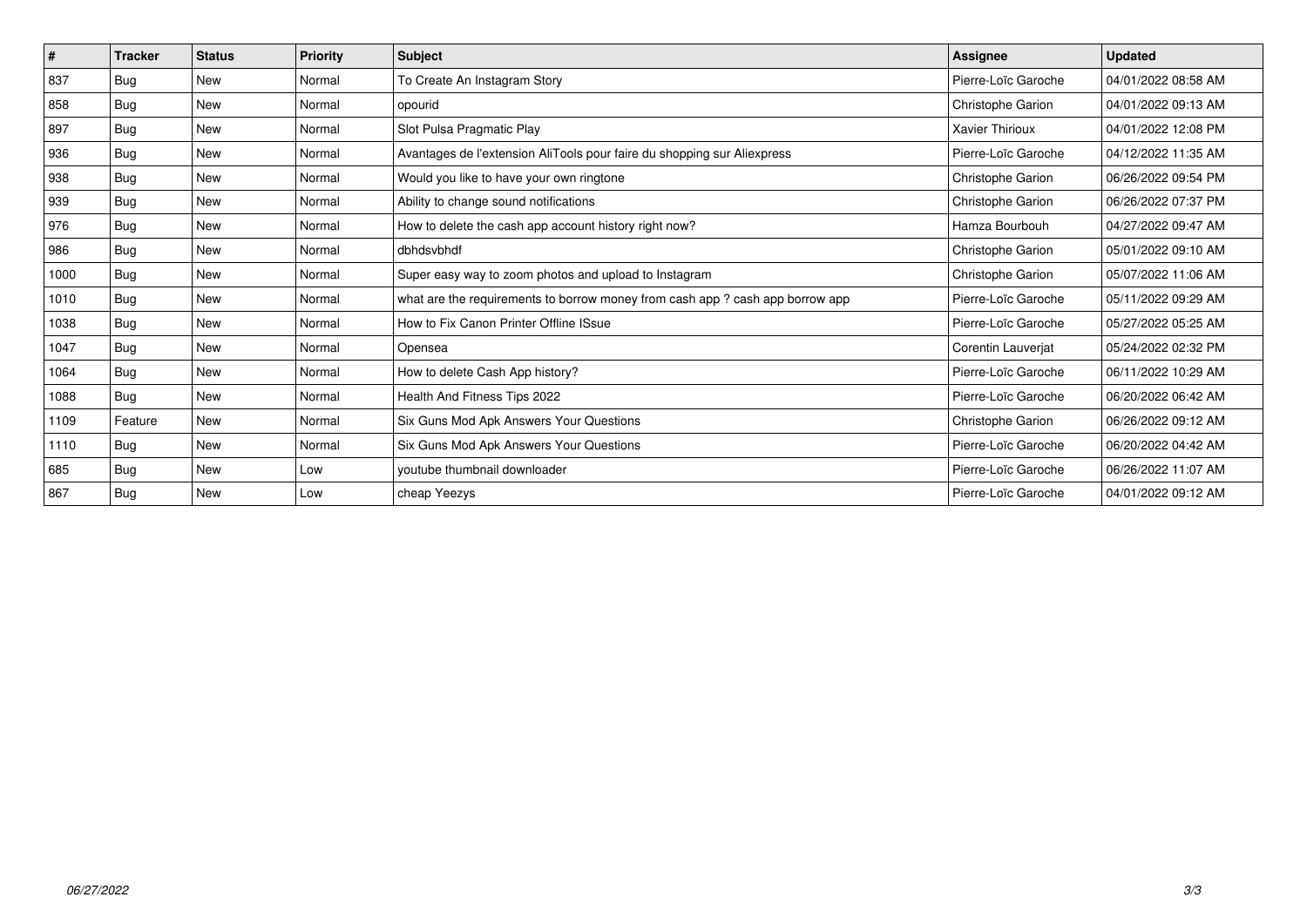| # | Tracker | Status | Priority | Subject | Assignee | Updated |
|---|---|---|---|---|---|---|
| 837 | Bug | New | Normal | To Create An Instagram Story | Pierre-Loïc Garoche | 04/01/2022 08:58 AM |
| 858 | Bug | New | Normal | opourid | Christophe Garion | 04/01/2022 09:13 AM |
| 897 | Bug | New | Normal | Slot Pulsa Pragmatic Play | Xavier Thirioux | 04/01/2022 12:08 PM |
| 936 | Bug | New | Normal | Avantages de l'extension AliTools pour faire du shopping sur Aliexpress | Pierre-Loïc Garoche | 04/12/2022 11:35 AM |
| 938 | Bug | New | Normal | Would you like to have your own ringtone | Christophe Garion | 06/26/2022 09:54 PM |
| 939 | Bug | New | Normal | Ability to change sound notifications | Christophe Garion | 06/26/2022 07:37 PM |
| 976 | Bug | New | Normal | How to delete the cash app account history right now? | Hamza Bourbouh | 04/27/2022 09:47 AM |
| 986 | Bug | New | Normal | dbhdsvbhdf | Christophe Garion | 05/01/2022 09:10 AM |
| 1000 | Bug | New | Normal | Super easy way to zoom photos and upload to Instagram | Christophe Garion | 05/07/2022 11:06 AM |
| 1010 | Bug | New | Normal | what are the requirements to borrow money from cash app ? cash app borrow app | Pierre-Loïc Garoche | 05/11/2022 09:29 AM |
| 1038 | Bug | New | Normal | How to Fix Canon Printer Offline ISsue | Pierre-Loïc Garoche | 05/27/2022 05:25 AM |
| 1047 | Bug | New | Normal | Opensea | Corentin Lauverjat | 05/24/2022 02:32 PM |
| 1064 | Bug | New | Normal | How to delete Cash App history? | Pierre-Loïc Garoche | 06/11/2022 10:29 AM |
| 1088 | Bug | New | Normal | Health And Fitness Tips 2022 | Pierre-Loïc Garoche | 06/20/2022 06:42 AM |
| 1109 | Feature | New | Normal | Six Guns Mod Apk Answers Your Questions | Christophe Garion | 06/26/2022 09:12 AM |
| 1110 | Bug | New | Normal | Six Guns Mod Apk Answers Your Questions | Pierre-Loïc Garoche | 06/20/2022 04:42 AM |
| 685 | Bug | New | Low | youtube thumbnail downloader | Pierre-Loïc Garoche | 06/26/2022 11:07 AM |
| 867 | Bug | New | Low | cheap Yeezys | Pierre-Loïc Garoche | 04/01/2022 09:12 AM |